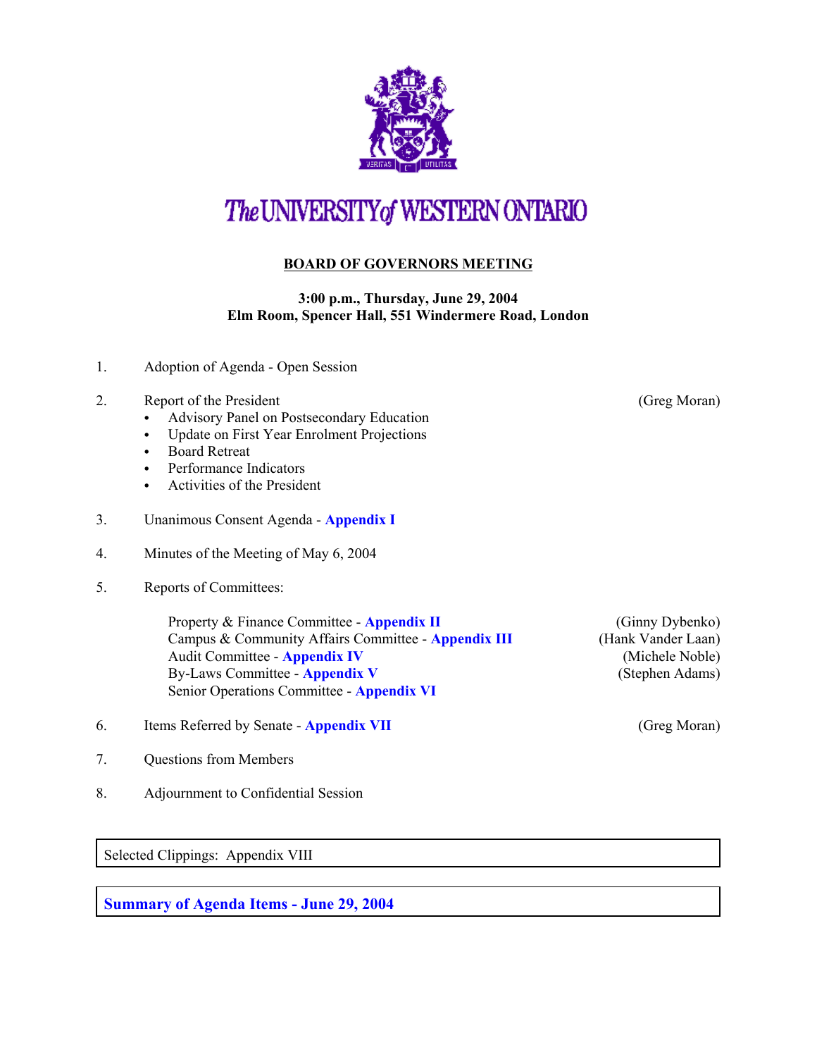# The UNIVERSITY of WESTERN ONTARIO

## BOARD OF GOVERNORS MEETING

**3:00 p.m., Thursday, June 29, 2004**
**Elm Room, Spencer Hall, 551 Windermere Road, London**

1. Adoption of Agenda - Open Session

2. Report of the President (Greg Moran)
   - Advisory Panel on Postsecondary Education
   - Update on First Year Enrolment Projections
   - Board Retreat
   - Performance Indicators
   - Activities of the President

3. Unanimous Consent Agenda - **Appendix I**

4. Minutes of the Meeting of May 6, 2004

5. Reports of Committees:

   Property & Finance Committee - **Appendix II** (Ginny Dybenko)
   Campus & Community Affairs Committee - **Appendix III** (Hank Vander Laan)
   Audit Committee - **Appendix IV** (Michele Noble)
   By-Laws Committee - **Appendix V** (Stephen Adams)
   Senior Operations Committee - **Appendix VI**

6. Items Referred by Senate - **Appendix VII** (Greg Moran)

7. Questions from Members

8. Adjournment to Confidential Session

Selected Clippings: Appendix VIII

**Summary of Agenda Items - June 29, 2004**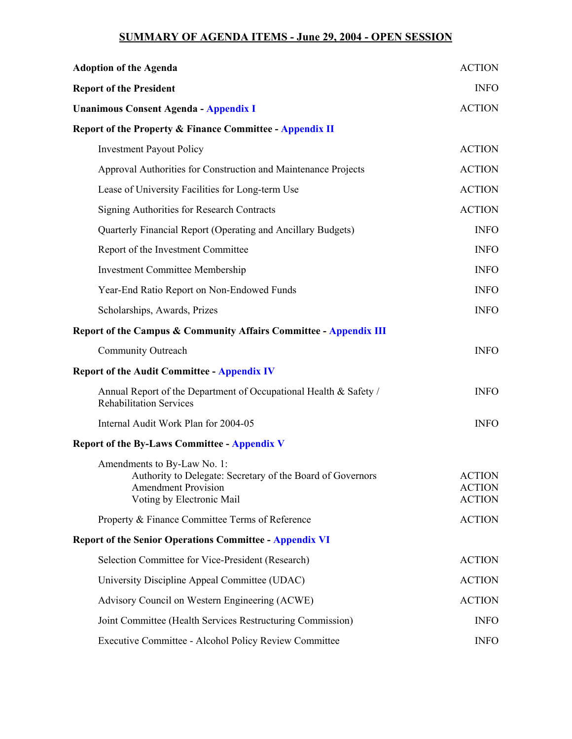# SUMMARY OF AGENDA ITEMS - June 29, 2004 - OPEN SESSION

| Item | Type |
|---|---|
| **Adoption of the Agenda** | ACTION |
| **Report of the President** | INFO |
| **Unanimous Consent Agenda - Appendix I** | ACTION |
| **Report of the Property & Finance Committee - Appendix II** | |
| Investment Payout Policy | ACTION |
| Approval Authorities for Construction and Maintenance Projects | ACTION |
| Lease of University Facilities for Long-term Use | ACTION |
| Signing Authorities for Research Contracts | ACTION |
| Quarterly Financial Report (Operating and Ancillary Budgets) | INFO |
| Report of the Investment Committee | INFO |
| Investment Committee Membership | INFO |
| Year-End Ratio Report on Non-Endowed Funds | INFO |
| Scholarships, Awards, Prizes | INFO |
| **Report of the Campus & Community Affairs Committee - Appendix III** | |
| Community Outreach | INFO |
| **Report of the Audit Committee - Appendix IV** | |
| Annual Report of the Department of Occupational Health & Safety / Rehabilitation Services | INFO |
| Internal Audit Work Plan for 2004-05 | INFO |
| **Report of the By-Laws Committee - Appendix V** | |
| Amendments to By-Law No. 1: | |
| Authority to Delegate: Secretary of the Board of Governors | ACTION |
| Amendment Provision | ACTION |
| Voting by Electronic Mail | ACTION |
| Property & Finance Committee Terms of Reference | ACTION |
| **Report of the Senior Operations Committee - Appendix VI** | |
| Selection Committee for Vice-President (Research) | ACTION |
| University Discipline Appeal Committee (UDAC) | ACTION |
| Advisory Council on Western Engineering (ACWE) | ACTION |
| Joint Committee (Health Services Restructuring Commission) | INFO |
| Executive Committee - Alcohol Policy Review Committee | INFO |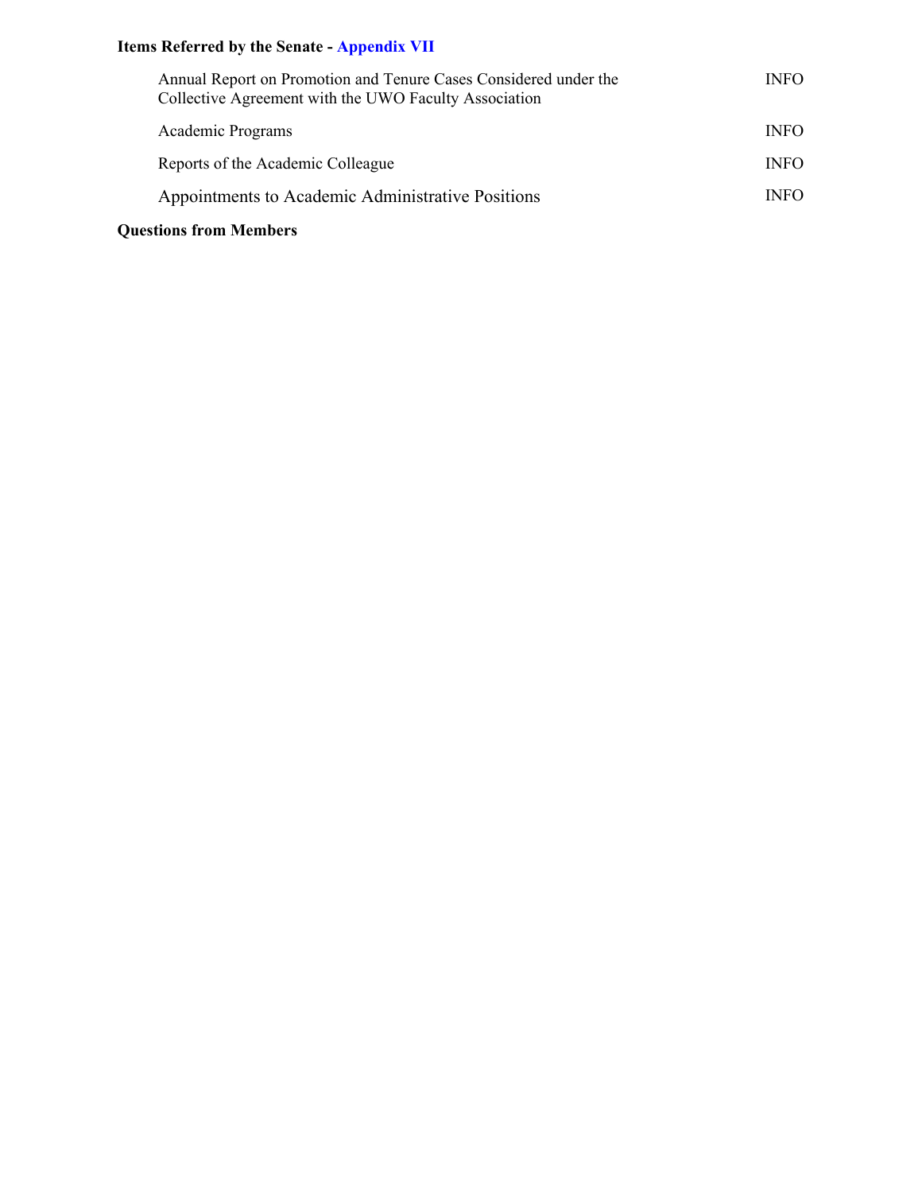**Items Referred by the Senate - Appendix VII**

| | |
|---|---|
| Annual Report on Promotion and Tenure Cases Considered under the Collective Agreement with the UWO Faculty Association | INFO |
| Academic Programs | INFO |
| Reports of the Academic Colleague | INFO |
| Appointments to Academic Administrative Positions | INFO |

**Questions from Members**